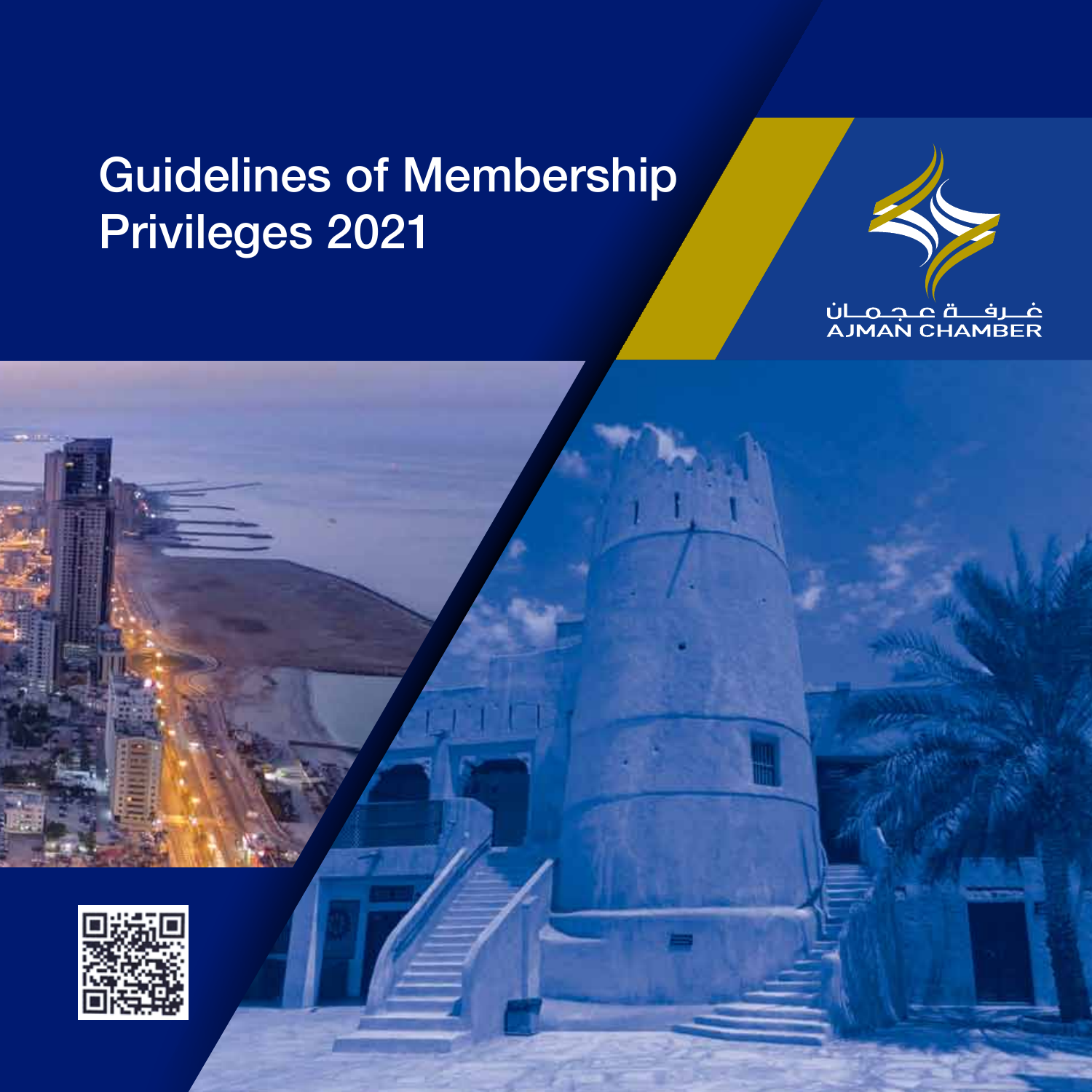# Guidelines of Membership Privileges 2021

غـرفـــة عـجـمـان
AJMAN CHAMBER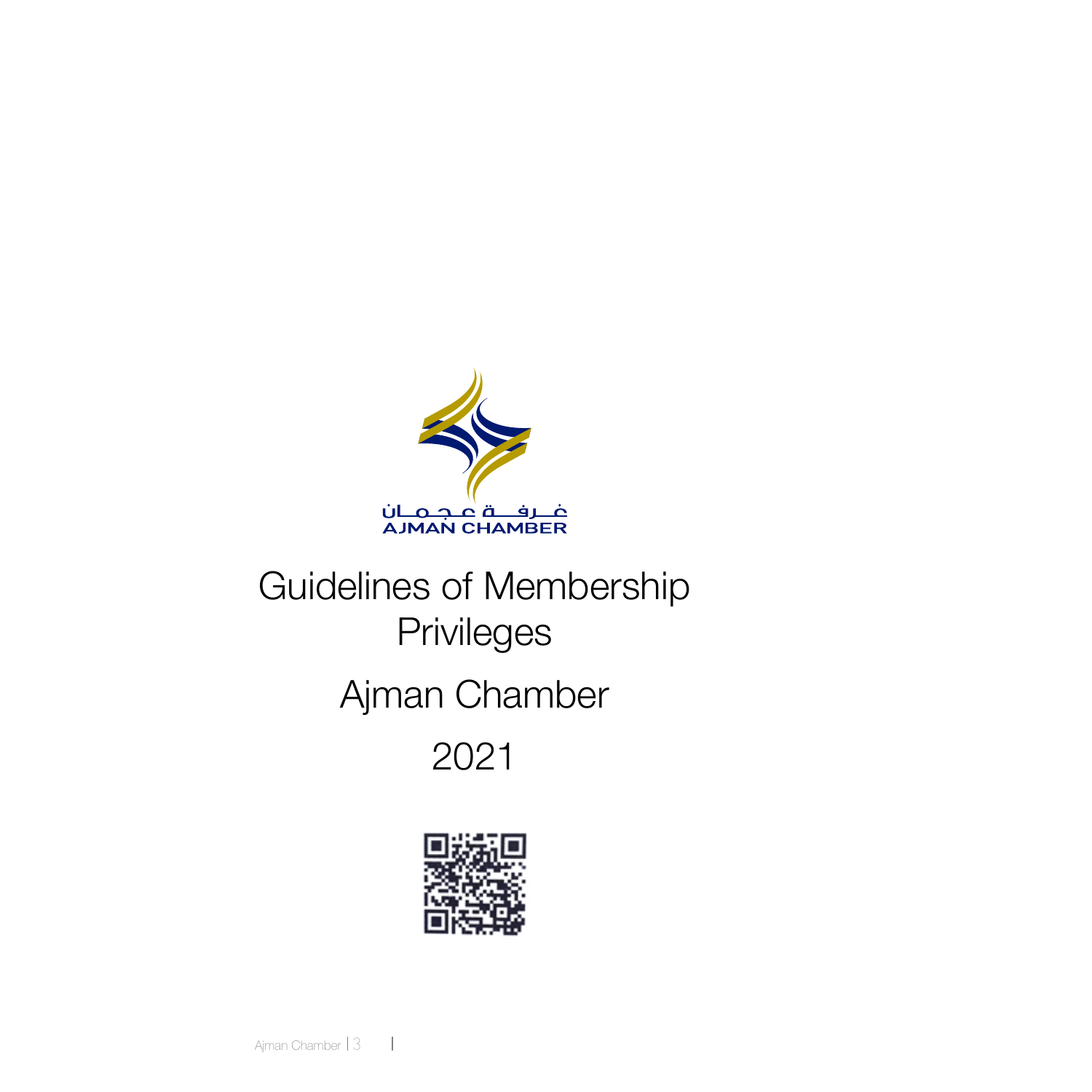غـرفـــة عـجـمـان
AJMAN CHAMBER

# Guidelines of Membership Privileges

## Ajman Chamber

## 2021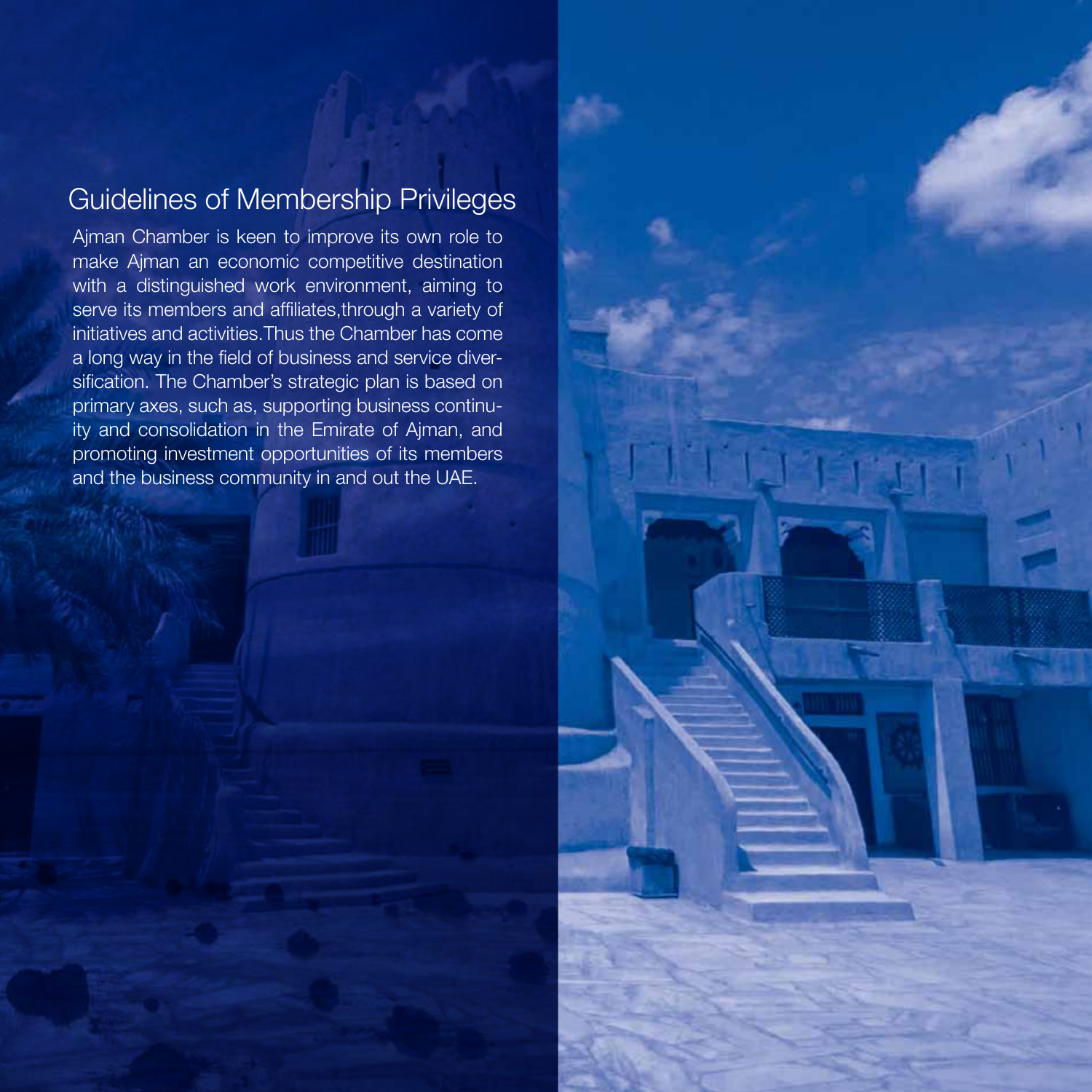## Guidelines of Membership Privileges

Ajman Chamber is keen to improve its own role to make Ajman an economic competitive destination with a distinguished work environment, aiming to serve its members and affiliates,through a variety of initiatives and activities.Thus the Chamber has come a long way in the field of business and service diversification. The Chamber's strategic plan is based on primary axes, such as, supporting business continuity and consolidation in the Emirate of Ajman, and promoting investment opportunities of its members and the business community in and out the UAE.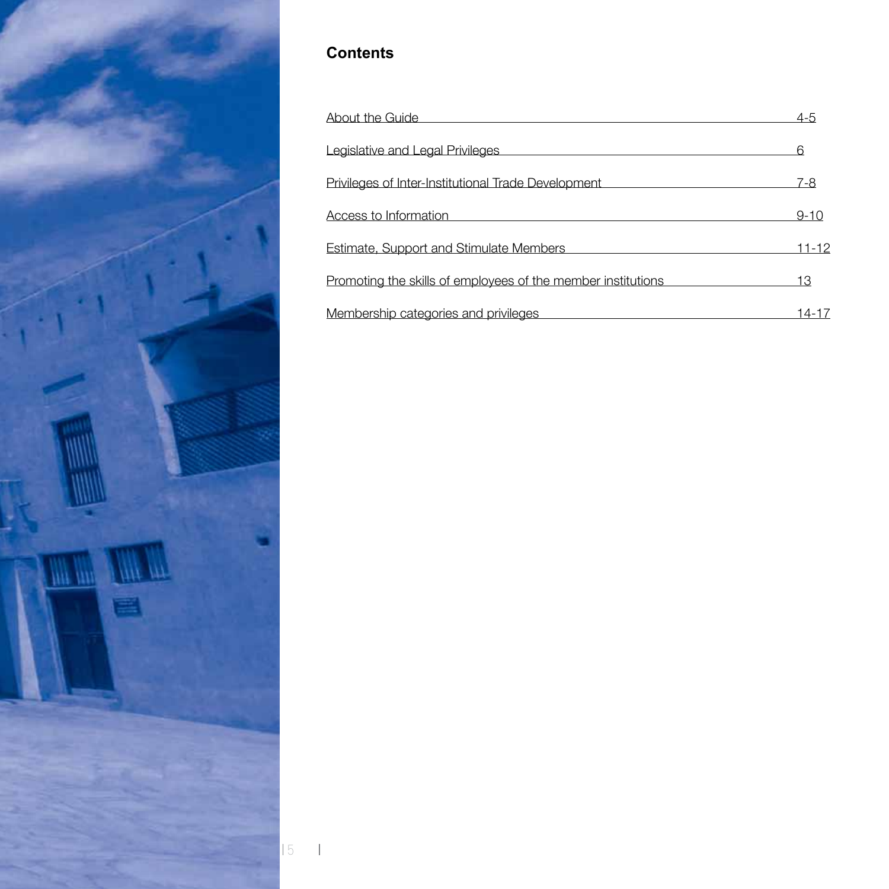## Contents

| Section | Pages |
| --- | --- |
| About the Guide | 4-5 |
| Legislative and Legal Privileges | 6 |
| Privileges of Inter-Institutional Trade Development | 7-8 |
| Access to Information | 9-10 |
| Estimate, Support and Stimulate Members | 11-12 |
| Promoting the skills of employees of the member institutions | 13 |
| Membership categories and privileges | 14-17 |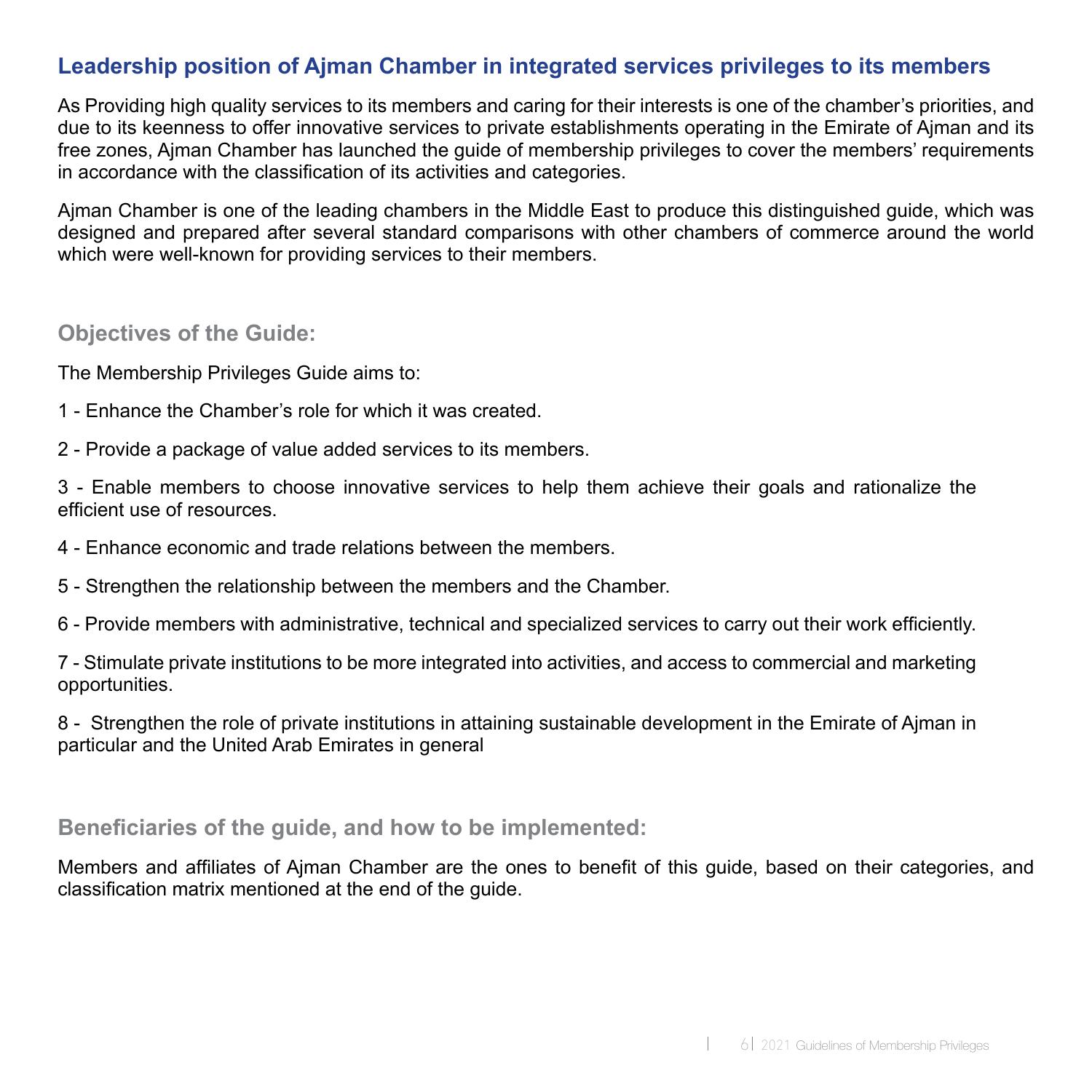## Leadership position of Ajman Chamber in integrated services privileges to its members

As Providing high quality services to its members and caring for their interests is one of the chamber's priorities, and due to its keenness to offer innovative services to private establishments operating in the Emirate of Ajman and its free zones, Ajman Chamber has launched the guide of membership privileges to cover the members' requirements in accordance with the classification of its activities and categories.

Ajman Chamber is one of the leading chambers in the Middle East to produce this distinguished guide, which was designed and prepared after several standard comparisons with other chambers of commerce around the world which were well-known for providing services to their members.

### Objectives of the Guide:

The Membership Privileges Guide aims to:

1 - Enhance the Chamber's role for which it was created.

2 - Provide a package of value added services to its members.

3 - Enable members to choose innovative services to help them achieve their goals and rationalize the efficient use of resources.

4 - Enhance economic and trade relations between the members.

5 - Strengthen the relationship between the members and the Chamber.

6 - Provide members with administrative, technical and specialized services to carry out their work efficiently.

7 - Stimulate private institutions to be more integrated into activities, and access to commercial and marketing opportunities.

8 - Strengthen the role of private institutions in attaining sustainable development in the Emirate of Ajman in particular and the United Arab Emirates in general

### Beneficiaries of the guide, and how to be implemented:

Members and affiliates of Ajman Chamber are the ones to benefit of this guide, based on their categories, and classification matrix mentioned at the end of the guide.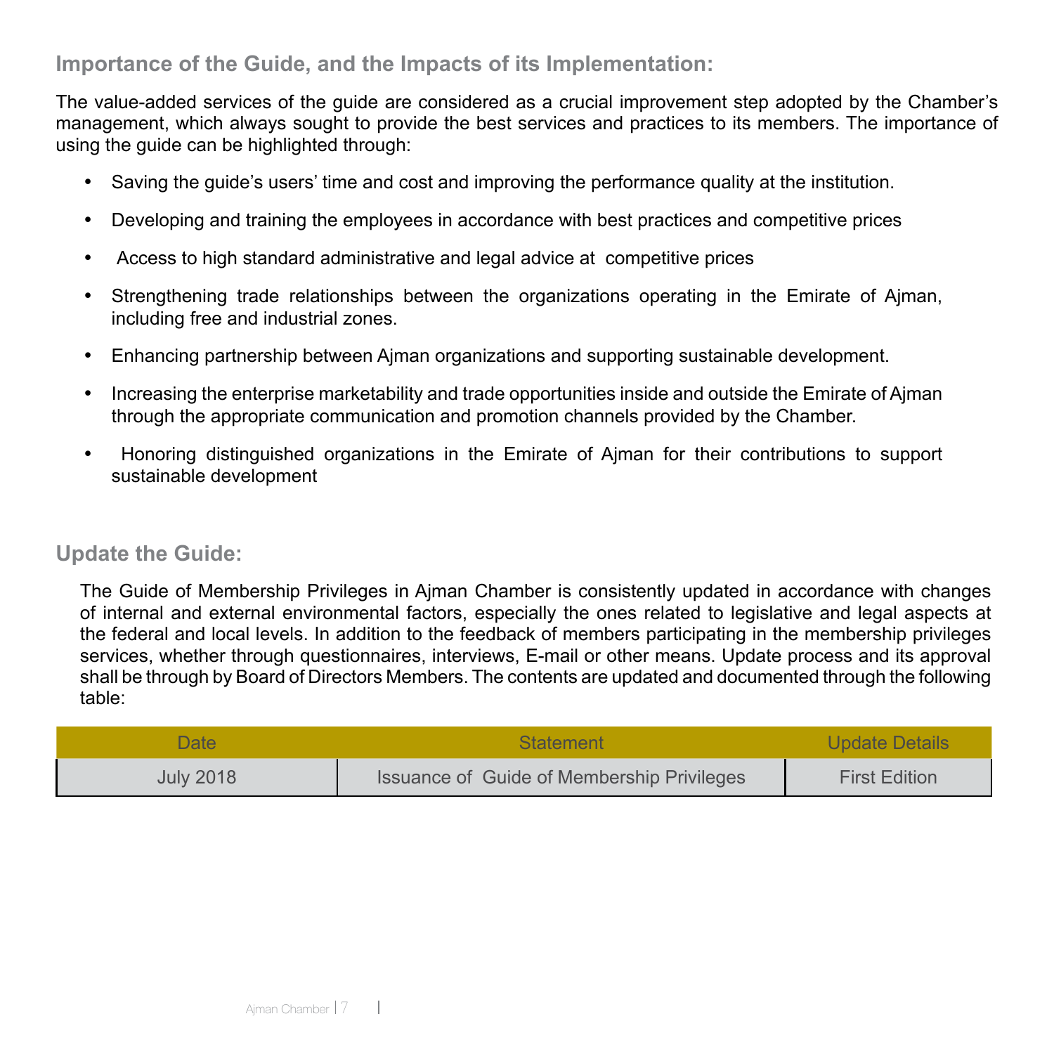## Importance of the Guide, and the Impacts of its Implementation:

The value-added services of the guide are considered as a crucial improvement step adopted by the Chamber's management, which always sought to provide the best services and practices to its members. The importance of using the guide can be highlighted through:

- Saving the guide's users' time and cost and improving the performance quality at the institution.
- Developing and training the employees in accordance with best practices and competitive prices
- Access to high standard administrative and legal advice at competitive prices
- Strengthening trade relationships between the organizations operating in the Emirate of Ajman, including free and industrial zones.
- Enhancing partnership between Ajman organizations and supporting sustainable development.
- Increasing the enterprise marketability and trade opportunities inside and outside the Emirate of Ajman through the appropriate communication and promotion channels provided by the Chamber.
- Honoring distinguished organizations in the Emirate of Ajman for their contributions to support sustainable development

## Update the Guide:

The Guide of Membership Privileges in Ajman Chamber is consistently updated in accordance with changes of internal and external environmental factors, especially the ones related to legislative and legal aspects at the federal and local levels. In addition to the feedback of members participating in the membership privileges services, whether through questionnaires, interviews, E-mail or other means. Update process and its approval shall be through by Board of Directors Members. The contents are updated and documented through the following table:

| Date | Statement | Update Details |
| --- | --- | --- |
| July 2018 | Issuance of Guide of Membership Privileges | First Edition |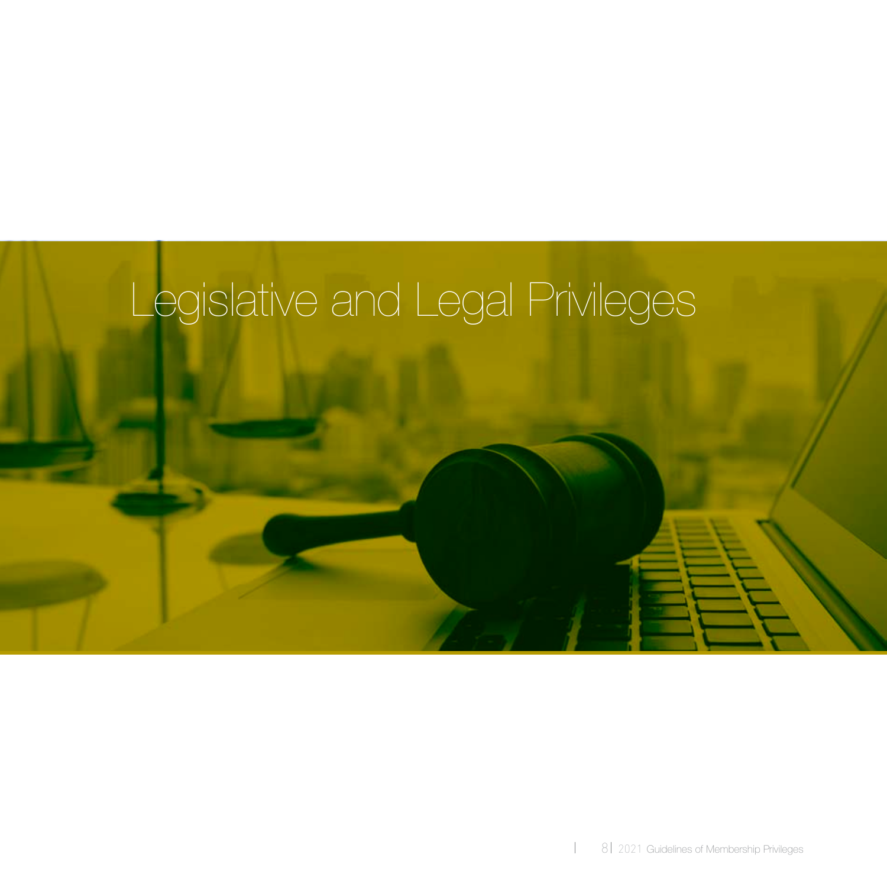# Legislative and Legal Privileges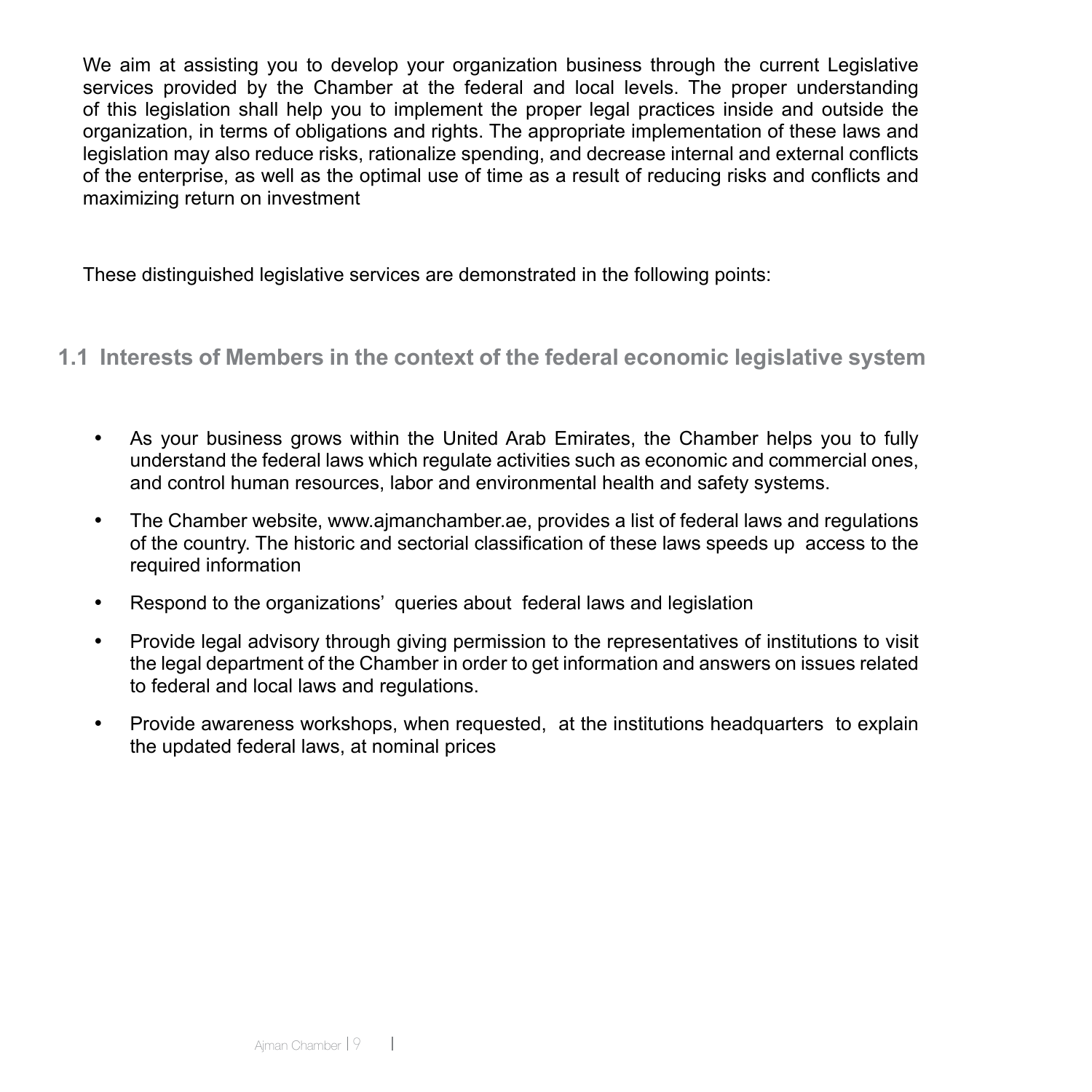We aim at assisting you to develop your organization business through the current Legislative services provided by the Chamber at the federal and local levels. The proper understanding of this legislation shall help you to implement the proper legal practices inside and outside the organization, in terms of obligations and rights. The appropriate implementation of these laws and legislation may also reduce risks, rationalize spending, and decrease internal and external conflicts of the enterprise, as well as the optimal use of time as a result of reducing risks and conflicts and maximizing return on investment

These distinguished legislative services are demonstrated in the following points:

## 1.1 Interests of Members in the context of the federal economic legislative system

- As your business grows within the United Arab Emirates, the Chamber helps you to fully understand the federal laws which regulate activities such as economic and commercial ones, and control human resources, labor and environmental health and safety systems.
- The Chamber website, www.ajmanchamber.ae, provides a list of federal laws and regulations of the country. The historic and sectorial classification of these laws speeds up access to the required information
- Respond to the organizations' queries about federal laws and legislation
- Provide legal advisory through giving permission to the representatives of institutions to visit the legal department of the Chamber in order to get information and answers on issues related to federal and local laws and regulations.
- Provide awareness workshops, when requested, at the institutions headquarters to explain the updated federal laws, at nominal prices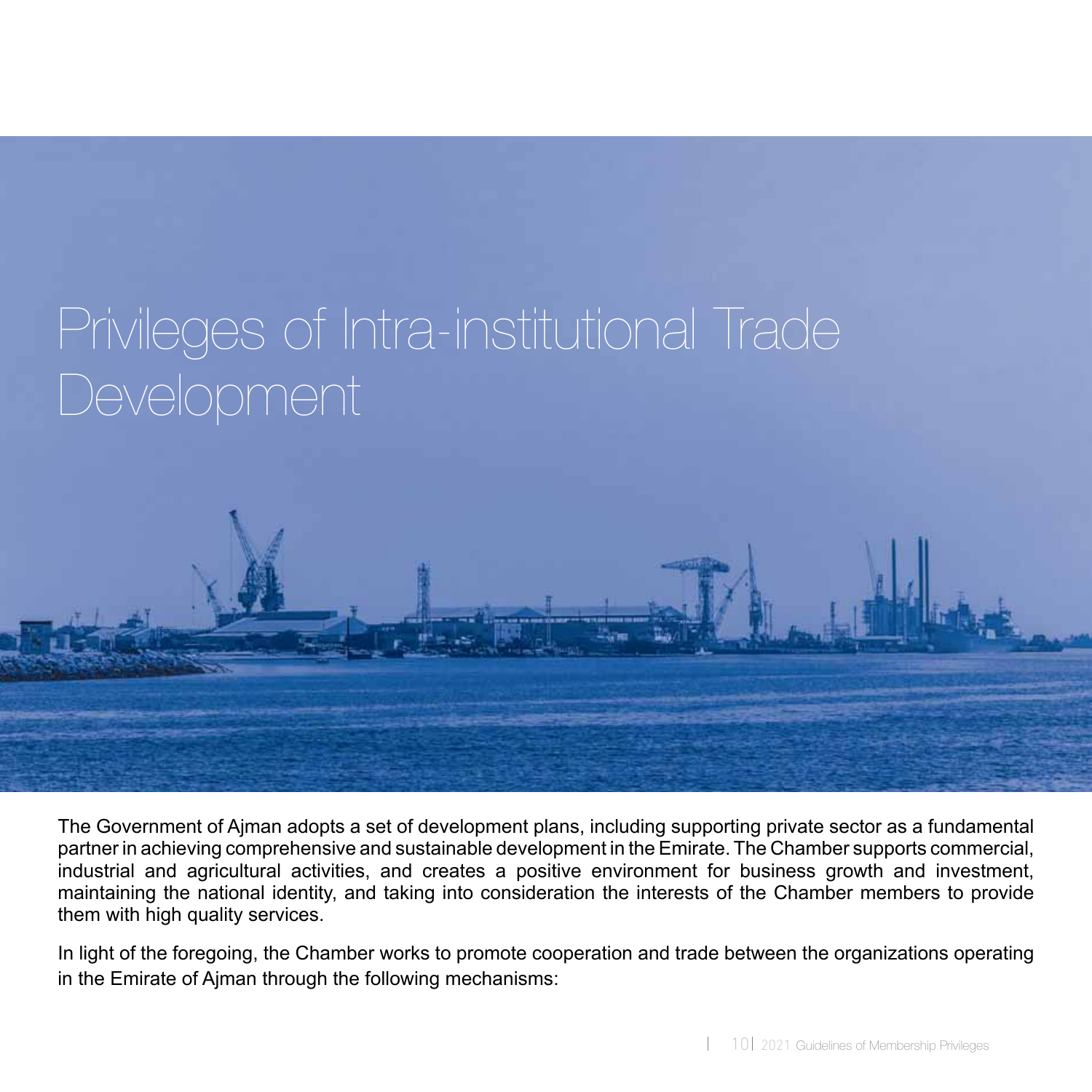# Privileges of Intra-institutional Trade Development

The Government of Ajman adopts a set of development plans, including supporting private sector as a fundamental partner in achieving comprehensive and sustainable development in the Emirate. The Chamber supports commercial, industrial and agricultural activities, and creates a positive environment for business growth and investment, maintaining the national identity, and taking into consideration the interests of the Chamber members to provide them with high quality services.

In light of the foregoing, the Chamber works to promote cooperation and trade between the organizations operating in the Emirate of Ajman through the following mechanisms: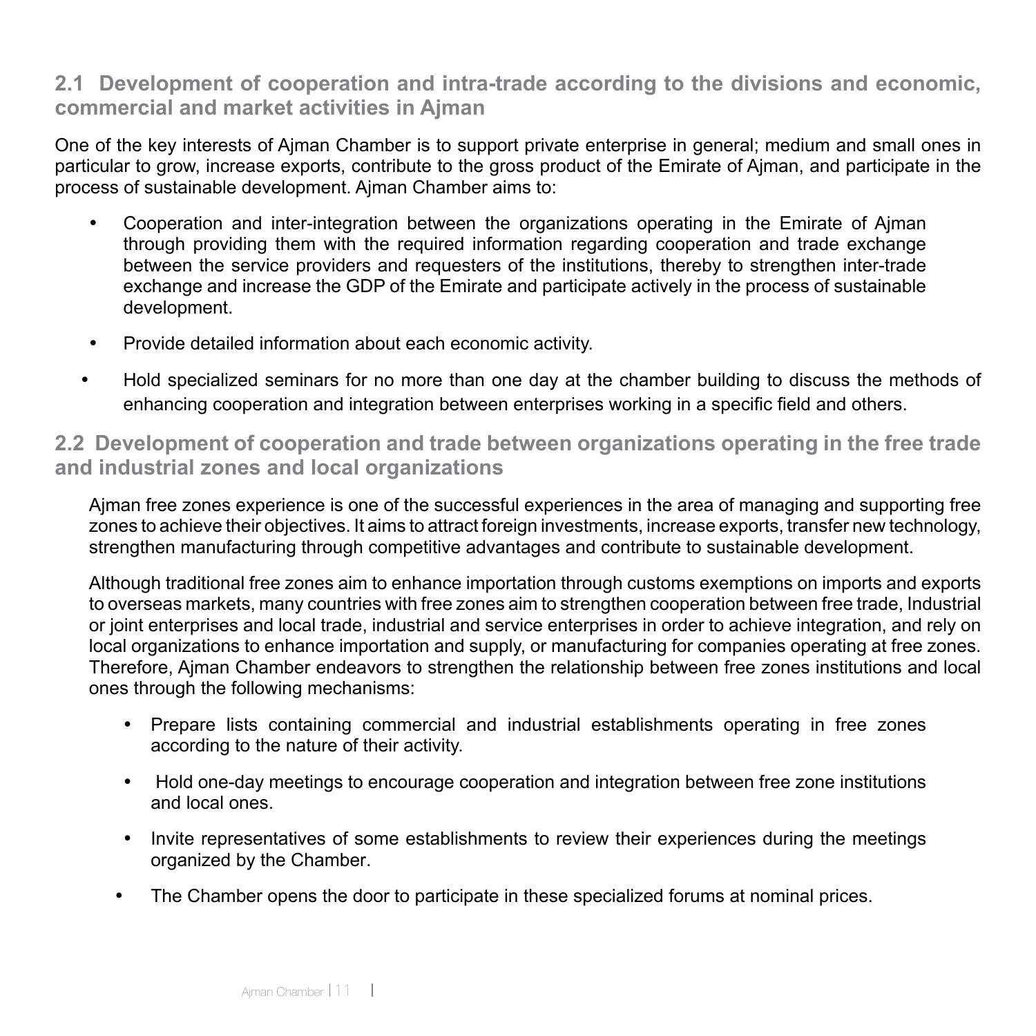## 2.1 Development of cooperation and intra-trade according to the divisions and economic, commercial and market activities in Ajman

One of the key interests of Ajman Chamber is to support private enterprise in general; medium and small ones in particular to grow, increase exports, contribute to the gross product of the Emirate of Ajman, and participate in the process of sustainable development. Ajman Chamber aims to:

- Cooperation and inter-integration between the organizations operating in the Emirate of Ajman through providing them with the required information regarding cooperation and trade exchange between the service providers and requesters of the institutions, thereby to strengthen inter-trade exchange and increase the GDP of the Emirate and participate actively in the process of sustainable development.
- Provide detailed information about each economic activity.
- Hold specialized seminars for no more than one day at the chamber building to discuss the methods of enhancing cooperation and integration between enterprises working in a specific field and others.

## 2.2 Development of cooperation and trade between organizations operating in the free trade and industrial zones and local organizations

Ajman free zones experience is one of the successful experiences in the area of managing and supporting free zones to achieve their objectives. It aims to attract foreign investments, increase exports, transfer new technology, strengthen manufacturing through competitive advantages and contribute to sustainable development.

Although traditional free zones aim to enhance importation through customs exemptions on imports and exports to overseas markets, many countries with free zones aim to strengthen cooperation between free trade, Industrial or joint enterprises and local trade, industrial and service enterprises in order to achieve integration, and rely on local organizations to enhance importation and supply, or manufacturing for companies operating at free zones. Therefore, Ajman Chamber endeavors to strengthen the relationship between free zones institutions and local ones through the following mechanisms:

- Prepare lists containing commercial and industrial establishments operating in free zones according to the nature of their activity.
- Hold one-day meetings to encourage cooperation and integration between free zone institutions and local ones.
- Invite representatives of some establishments to review their experiences during the meetings organized by the Chamber.
- The Chamber opens the door to participate in these specialized forums at nominal prices.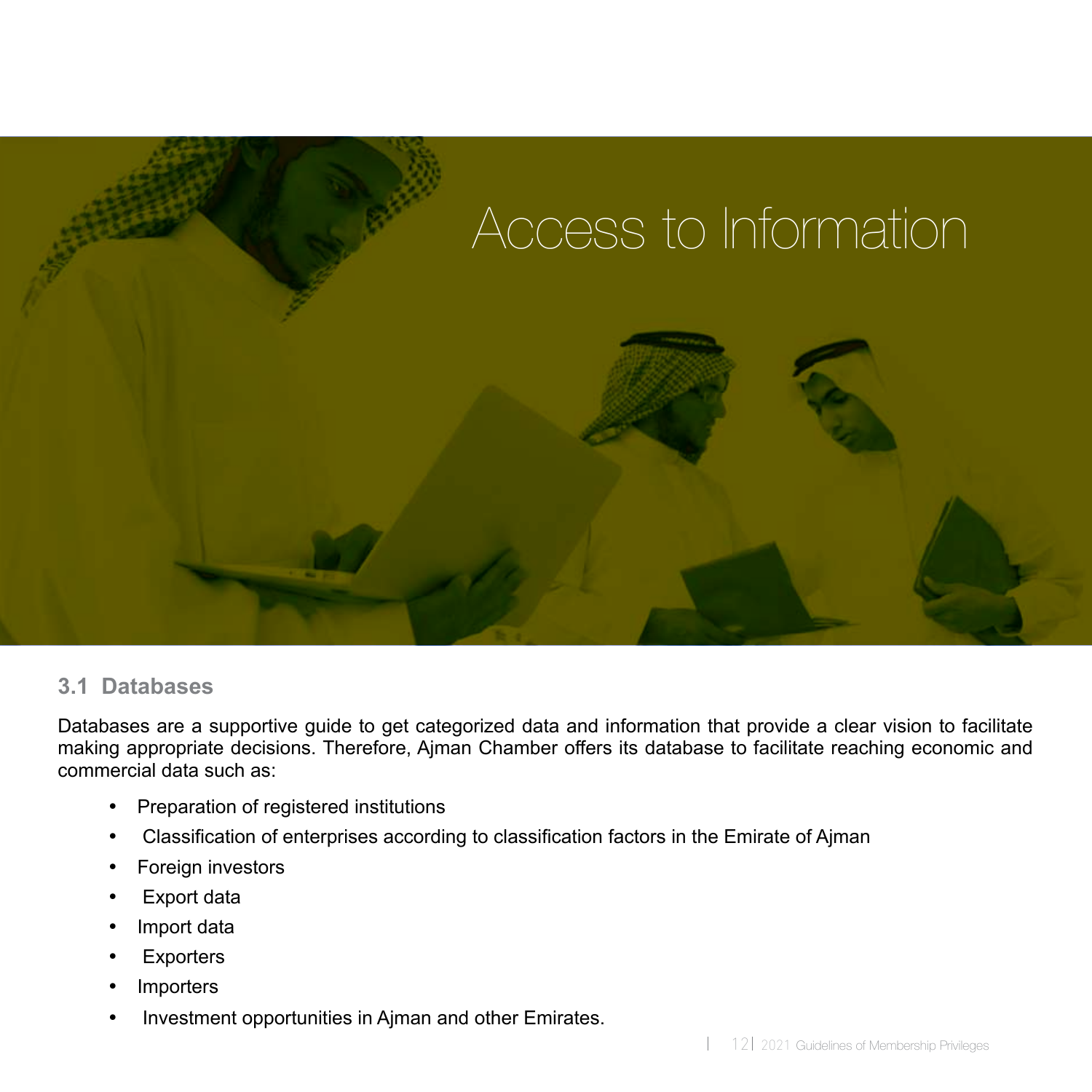# Access to Information

### 3.1 Databases

Databases are a supportive guide to get categorized data and information that provide a clear vision to facilitate making appropriate decisions. Therefore, Ajman Chamber offers its database to facilitate reaching economic and commercial data such as:

- Preparation of registered institutions
- Classification of enterprises according to classification factors in the Emirate of Ajman
- Foreign investors
- Export data
- Import data
- Exporters
- Importers
- Investment opportunities in Ajman and other Emirates.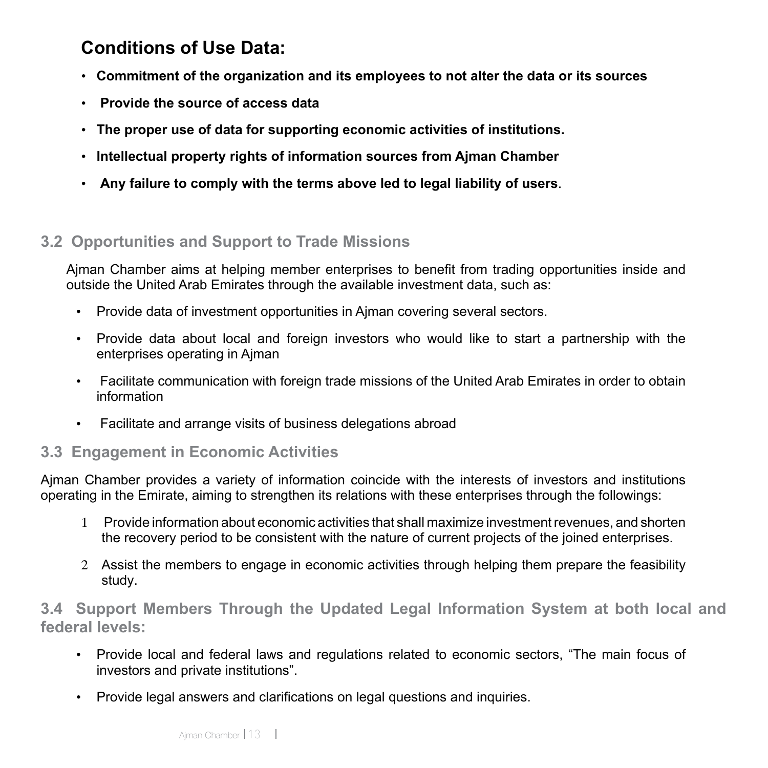## Conditions of Use Data:

- **Commitment of the organization and its employees to not alter the data or its sources**
- **Provide the source of access data**
- **The proper use of data for supporting economic activities of institutions.**
- **Intellectual property rights of information sources from Ajman Chamber**
- **Any failure to comply with the terms above led to legal liability of users**.

### 3.2 Opportunities and Support to Trade Missions

Ajman Chamber aims at helping member enterprises to benefit from trading opportunities inside and outside the United Arab Emirates through the available investment data, such as:

- Provide data of investment opportunities in Ajman covering several sectors.
- Provide data about local and foreign investors who would like to start a partnership with the enterprises operating in Ajman
- Facilitate communication with foreign trade missions of the United Arab Emirates in order to obtain information
- Facilitate and arrange visits of business delegations abroad

### 3.3 Engagement in Economic Activities

Ajman Chamber provides a variety of information coincide with the interests of investors and institutions operating in the Emirate, aiming to strengthen its relations with these enterprises through the followings:

1. Provide information about economic activities that shall maximize investment revenues, and shorten the recovery period to be consistent with the nature of current projects of the joined enterprises.
2. Assist the members to engage in economic activities through helping them prepare the feasibility study.

### 3.4 Support Members Through the Updated Legal Information System at both local and federal levels:

- Provide local and federal laws and regulations related to economic sectors, "The main focus of investors and private institutions".
- Provide legal answers and clarifications on legal questions and inquiries.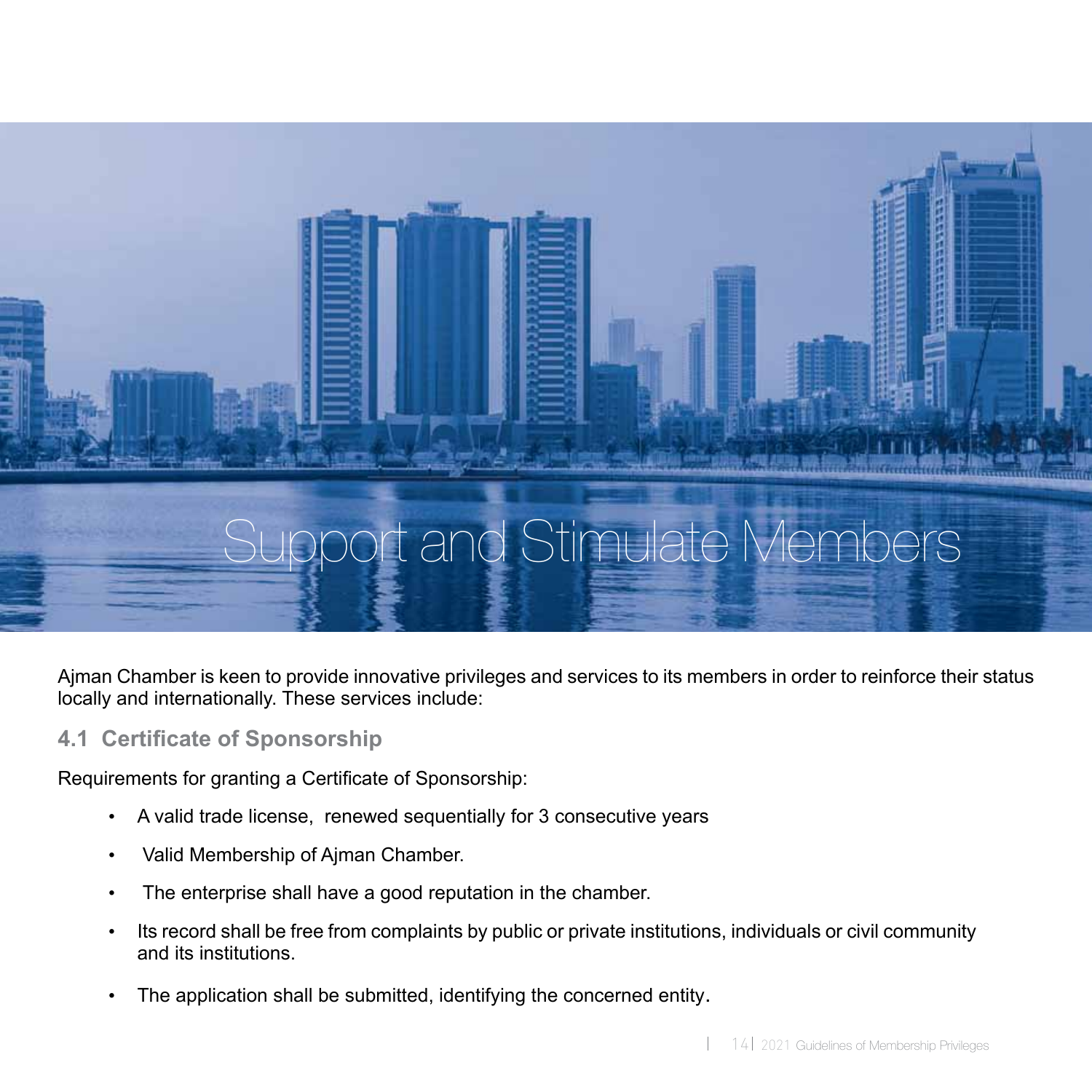# Support and Stimulate Members

Ajman Chamber is keen to provide innovative privileges and services to its members in order to reinforce their status locally and internationally. These services include:

## 4.1 Certificate of Sponsorship

Requirements for granting a Certificate of Sponsorship:

- A valid trade license, renewed sequentially for 3 consecutive years
- Valid Membership of Ajman Chamber.
- The enterprise shall have a good reputation in the chamber.
- Its record shall be free from complaints by public or private institutions, individuals or civil community and its institutions.
- The application shall be submitted, identifying the concerned entity.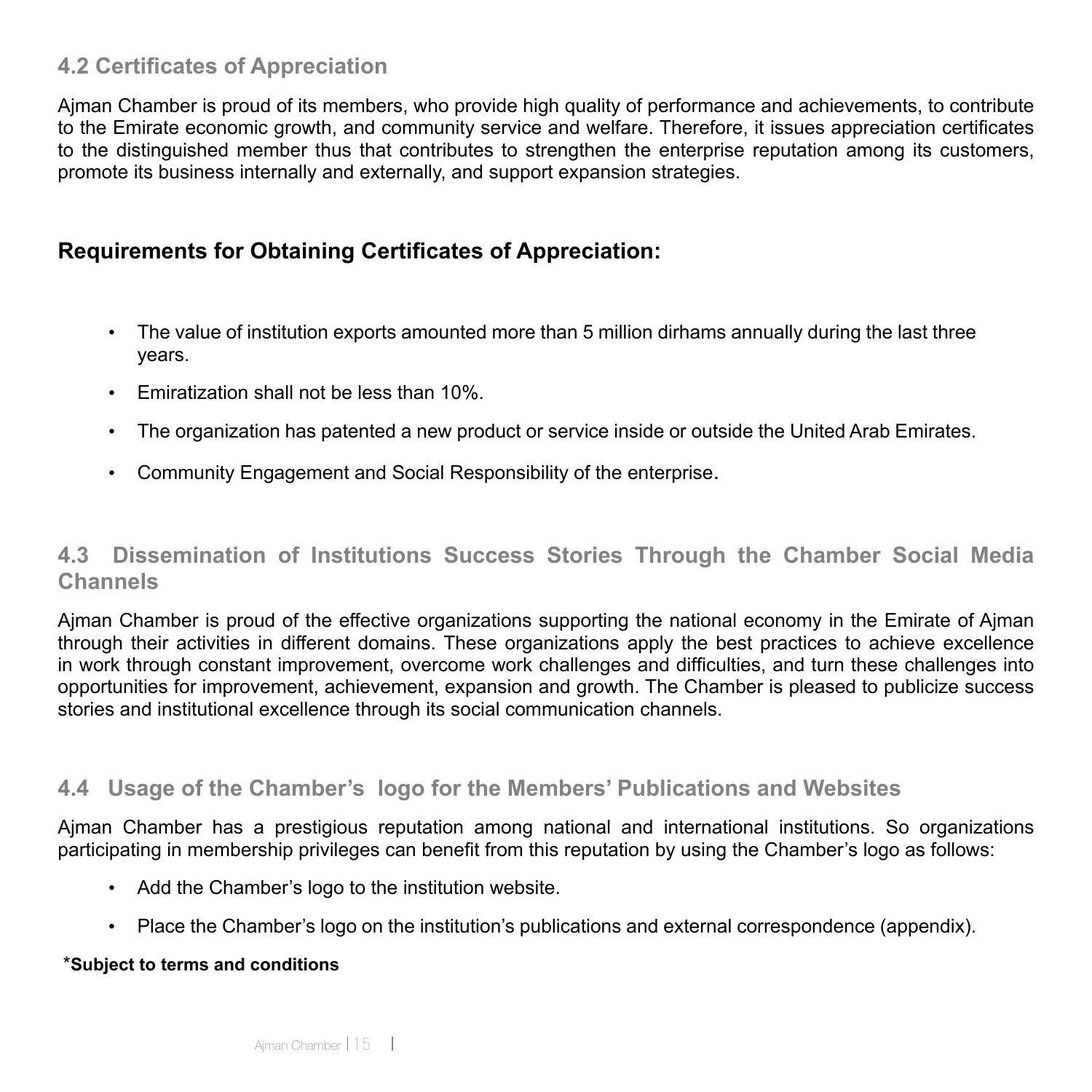## 4.2 Certificates of Appreciation

Ajman Chamber is proud of its members, who provide high quality of performance and achievements, to contribute to the Emirate economic growth, and community service and welfare. Therefore, it issues appreciation certificates to the distinguished member thus that contributes to strengthen the enterprise reputation among its customers, promote its business internally and externally, and support expansion strategies.

### Requirements for Obtaining Certificates of Appreciation:

- The value of institution exports amounted more than 5 million dirhams annually during the last three years.
- Emiratization shall not be less than 10%.
- The organization has patented a new product or service inside or outside the United Arab Emirates.
- Community Engagement and Social Responsibility of the enterprise.

## 4.3 Dissemination of Institutions Success Stories Through the Chamber Social Media Channels

Ajman Chamber is proud of the effective organizations supporting the national economy in the Emirate of Ajman through their activities in different domains. These organizations apply the best practices to achieve excellence in work through constant improvement, overcome work challenges and difficulties, and turn these challenges into opportunities for improvement, achievement, expansion and growth. The Chamber is pleased to publicize success stories and institutional excellence through its social communication channels.

## 4.4 Usage of the Chamber's logo for the Members' Publications and Websites

Ajman Chamber has a prestigious reputation among national and international institutions. So organizations participating in membership privileges can benefit from this reputation by using the Chamber's logo as follows:

- Add the Chamber's logo to the institution website.
- Place the Chamber's logo on the institution's publications and external correspondence (appendix).

***Subject to terms and conditions**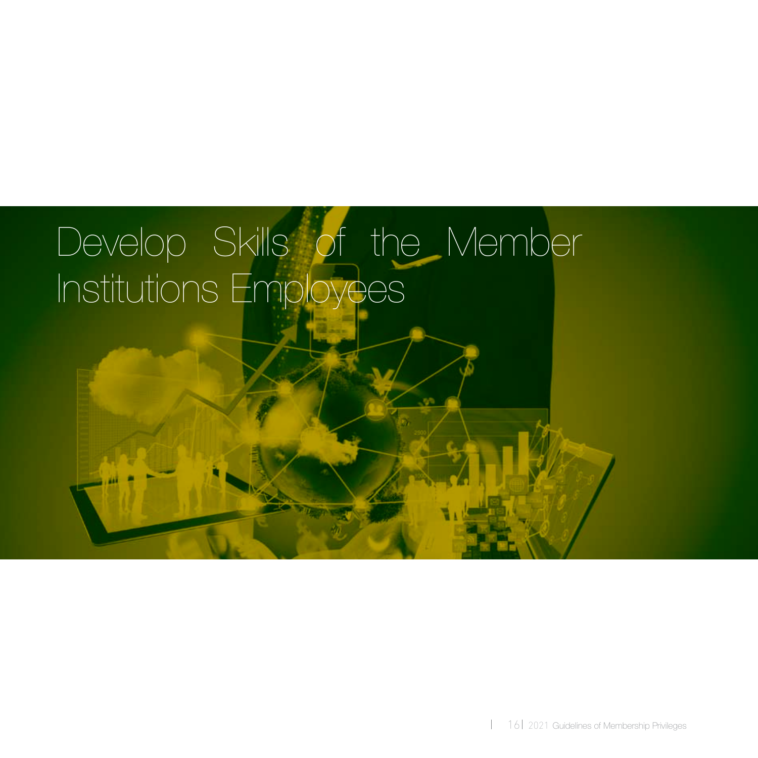# Develop Skills of the Member Institutions Employees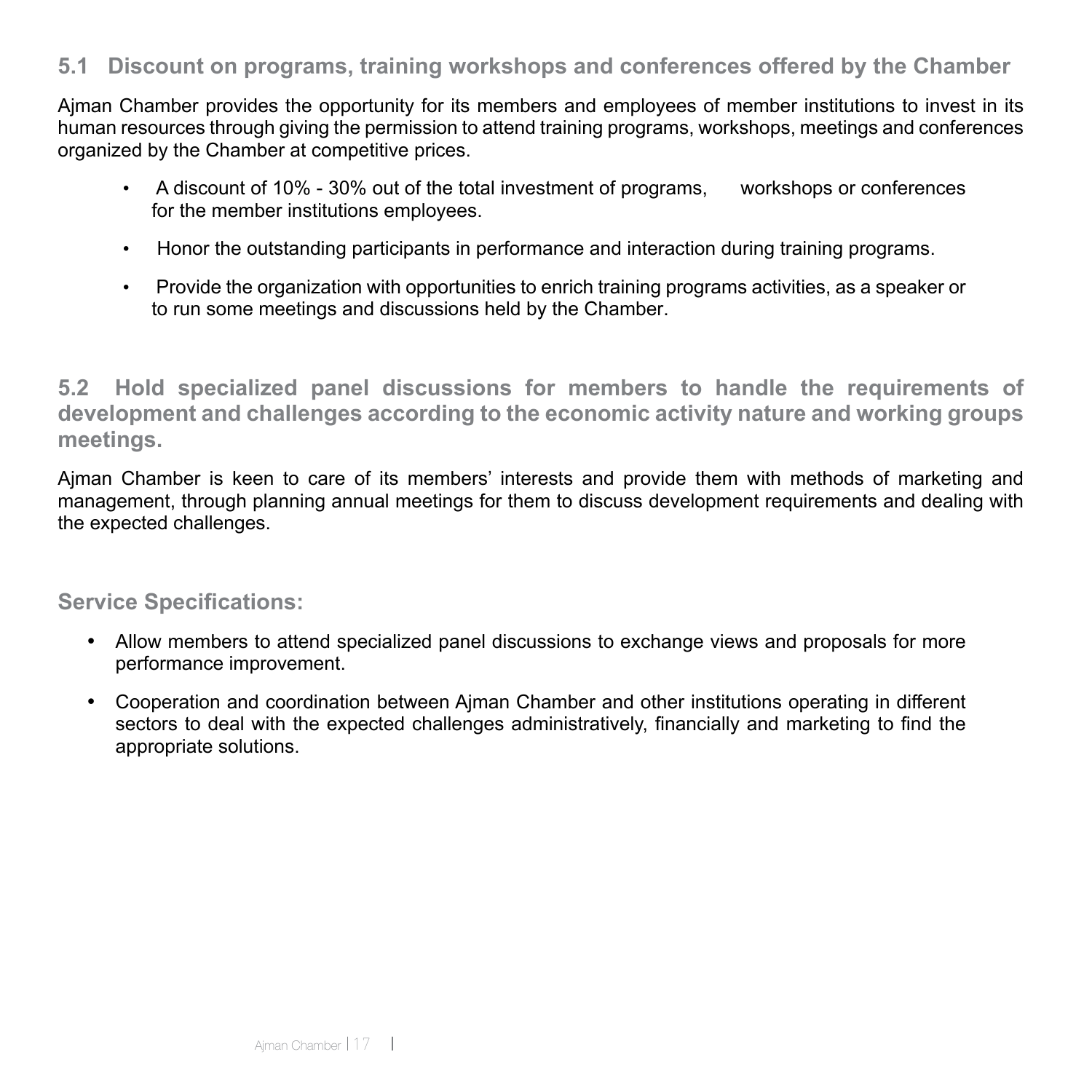## 5.1 Discount on programs, training workshops and conferences offered by the Chamber

Ajman Chamber provides the opportunity for its members and employees of member institutions to invest in its human resources through giving the permission to attend training programs, workshops, meetings and conferences organized by the Chamber at competitive prices.

- A discount of 10% - 30% out of the total investment of programs, workshops or conferences for the member institutions employees.
- Honor the outstanding participants in performance and interaction during training programs.
- Provide the organization with opportunities to enrich training programs activities, as a speaker or to run some meetings and discussions held by the Chamber.

## 5.2 Hold specialized panel discussions for members to handle the requirements of development and challenges according to the economic activity nature and working groups meetings.

Ajman Chamber is keen to care of its members' interests and provide them with methods of marketing and management, through planning annual meetings for them to discuss development requirements and dealing with the expected challenges.

### Service Specifications:

- Allow members to attend specialized panel discussions to exchange views and proposals for more performance improvement.
- Cooperation and coordination between Ajman Chamber and other institutions operating in different sectors to deal with the expected challenges administratively, financially and marketing to find the appropriate solutions.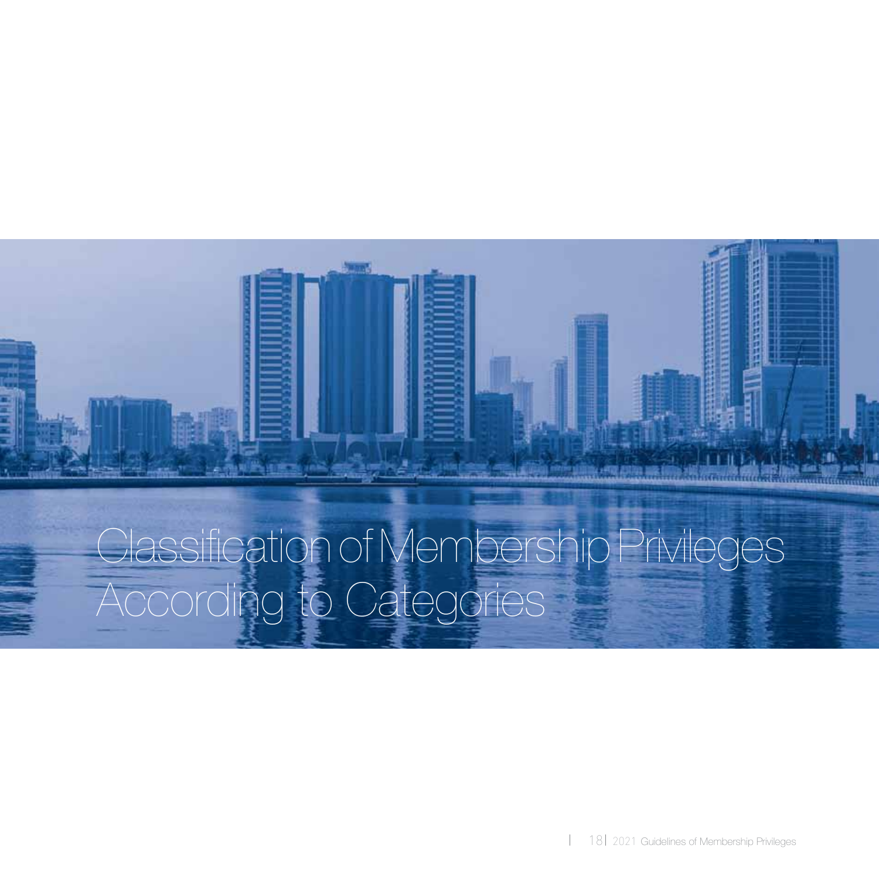# Classification of Membership Privileges According to Categories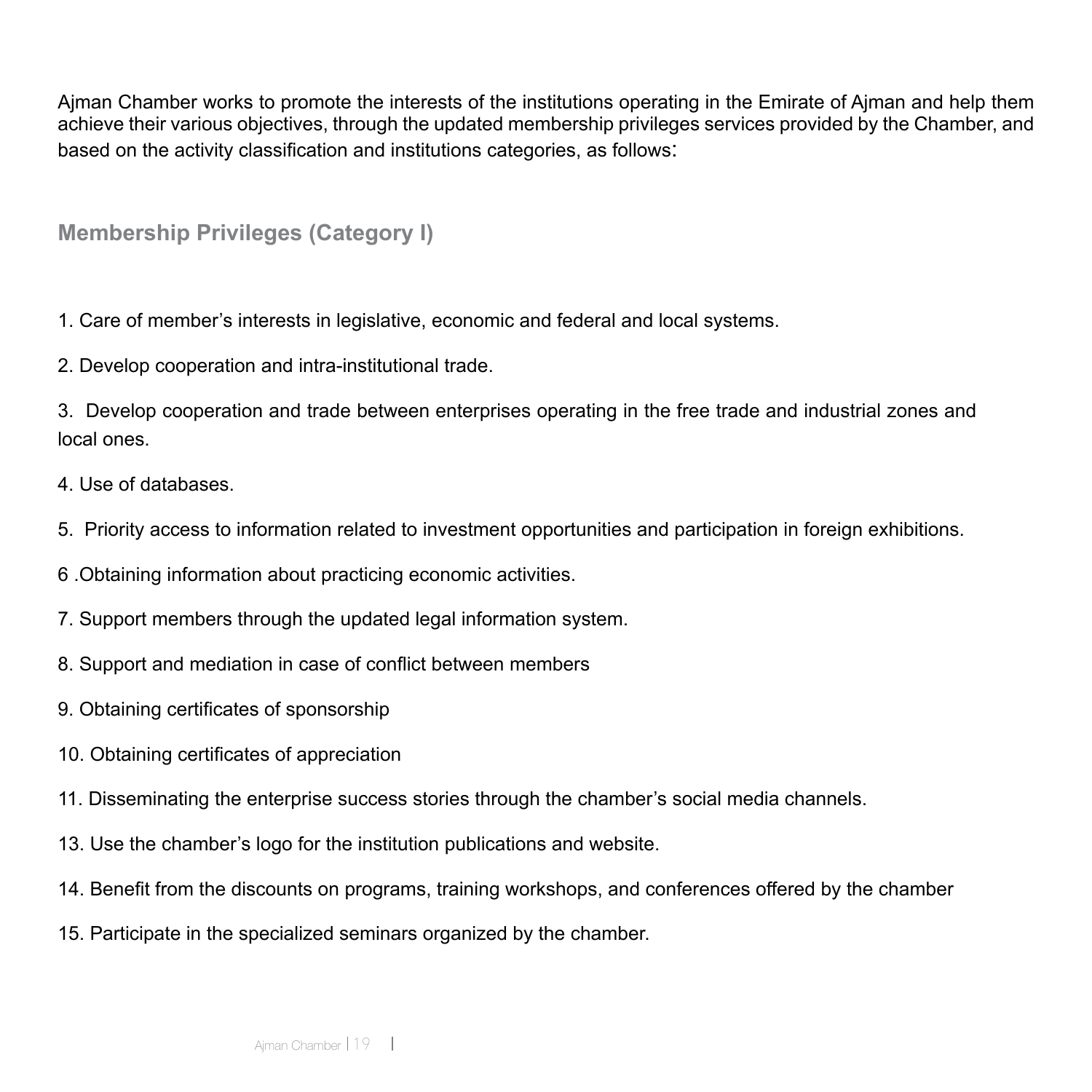Ajman Chamber works to promote the interests of the institutions operating in the Emirate of Ajman and help them achieve their various objectives, through the updated membership privileges services provided by the Chamber, and based on the activity classification and institutions categories, as follows:

## Membership Privileges (Category I)

1. Care of member's interests in legislative, economic and federal and local systems.

2. Develop cooperation and intra-institutional trade.

3. Develop cooperation and trade between enterprises operating in the free trade and industrial zones and local ones.

4. Use of databases.

5. Priority access to information related to investment opportunities and participation in foreign exhibitions.

6 .Obtaining information about practicing economic activities.

7. Support members through the updated legal information system.

8. Support and mediation in case of conflict between members

9. Obtaining certificates of sponsorship

10. Obtaining certificates of appreciation

11. Disseminating the enterprise success stories through the chamber's social media channels.

13. Use the chamber's logo for the institution publications and website.

14. Benefit from the discounts on programs, training workshops, and conferences offered by the chamber

15. Participate in the specialized seminars organized by the chamber.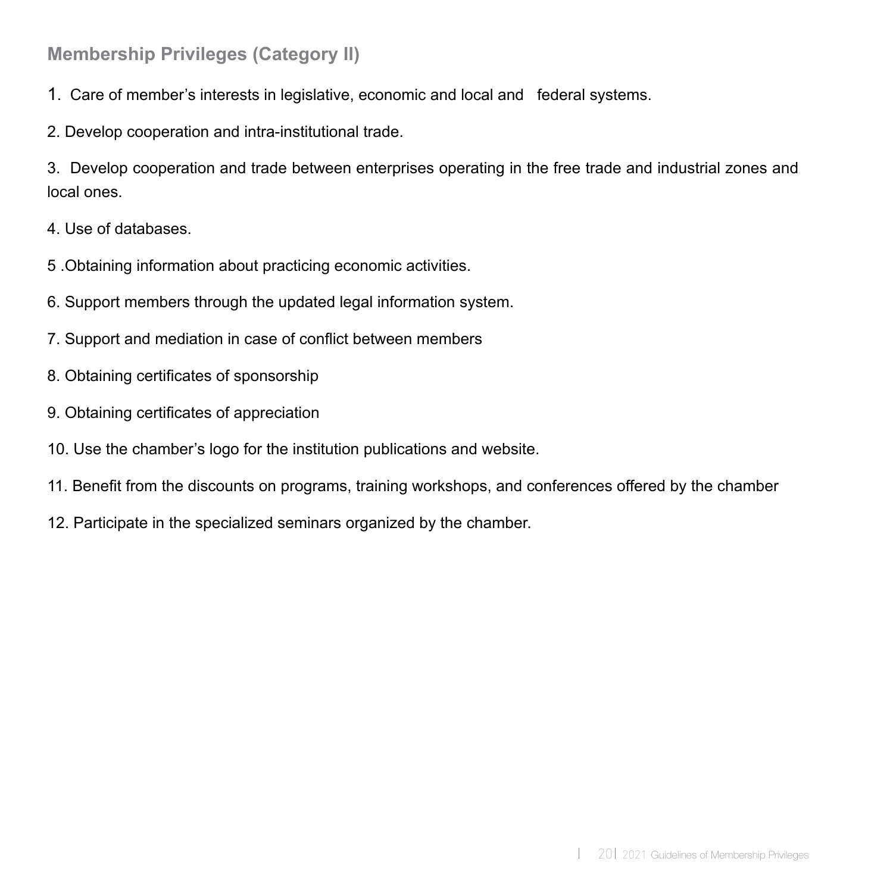## Membership Privileges (Category II)

1. Care of member's interests in legislative, economic and local and federal systems.

2. Develop cooperation and intra-institutional trade.

3. Develop cooperation and trade between enterprises operating in the free trade and industrial zones and local ones.

4. Use of databases.

5 .Obtaining information about practicing economic activities.

6. Support members through the updated legal information system.

7. Support and mediation in case of conflict between members

8. Obtaining certificates of sponsorship

9. Obtaining certificates of appreciation

10. Use the chamber's logo for the institution publications and website.

11. Benefit from the discounts on programs, training workshops, and conferences offered by the chamber

12. Participate in the specialized seminars organized by the chamber.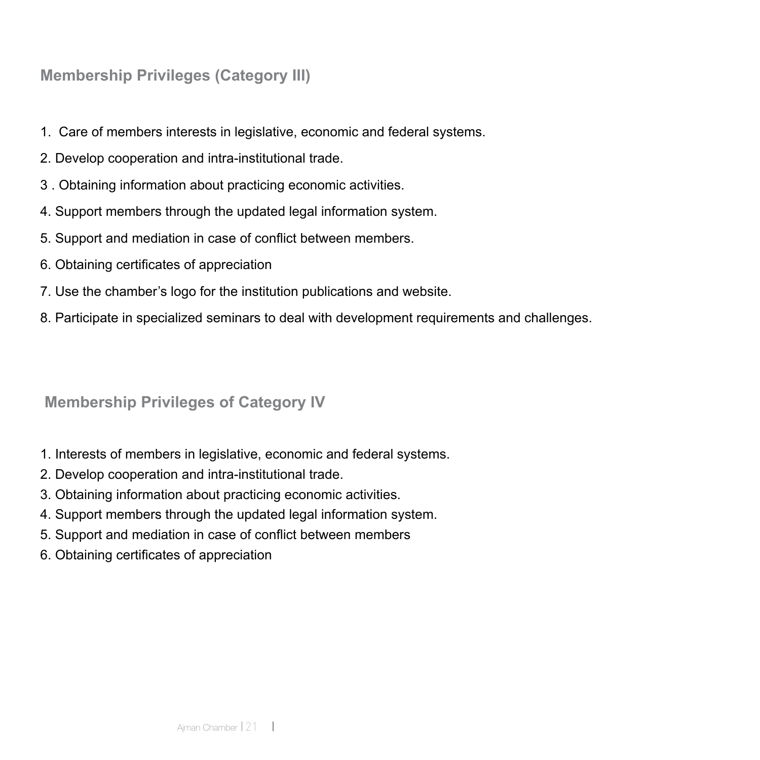## Membership Privileges (Category III)

1. Care of members interests in legislative, economic and federal systems.
2. Develop cooperation and intra-institutional trade.
3. Obtaining information about practicing economic activities.
4. Support members through the updated legal information system.
5. Support and mediation in case of conflict between members.
6. Obtaining certificates of appreciation
7. Use the chamber's logo for the institution publications and website.
8. Participate in specialized seminars to deal with development requirements and challenges.

## Membership Privileges of Category IV

1. Interests of members in legislative, economic and federal systems.
2. Develop cooperation and intra-institutional trade.
3. Obtaining information about practicing economic activities.
4. Support members through the updated legal information system.
5. Support and mediation in case of conflict between members
6. Obtaining certificates of appreciation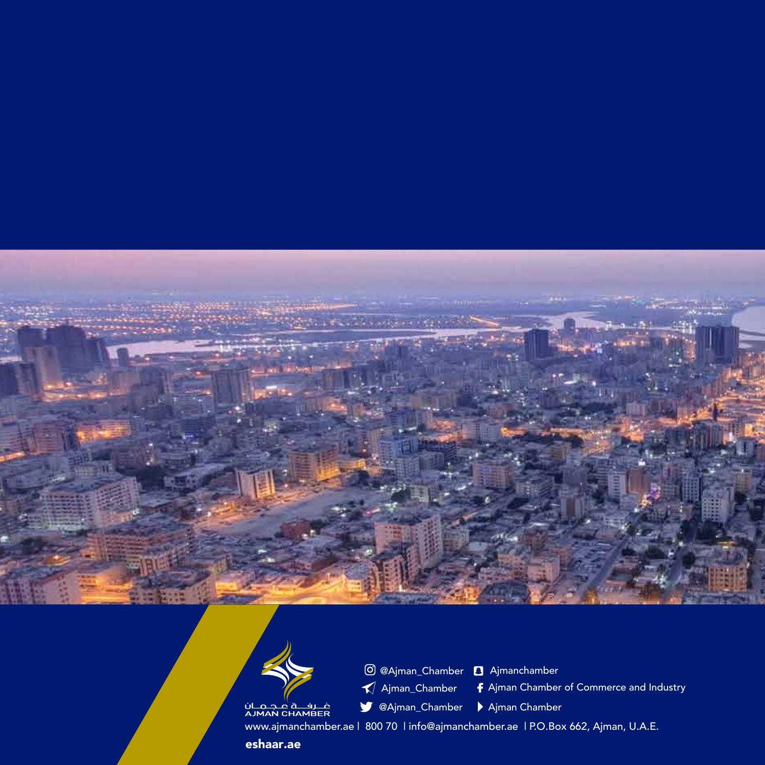غـرفـــة عـجـمـان
AJMAN CHAMBER

@Ajman_Chamber
Ajmanchamber
Ajman_Chamber
Ajman Chamber of Commerce and Industry
@Ajman_Chamber
Ajman Chamber

www.ajmanchamber.ae | 800 70 | info@ajmanchamber.ae | P.O.Box 662, Ajman, U.A.E.

**eshaar.ae**